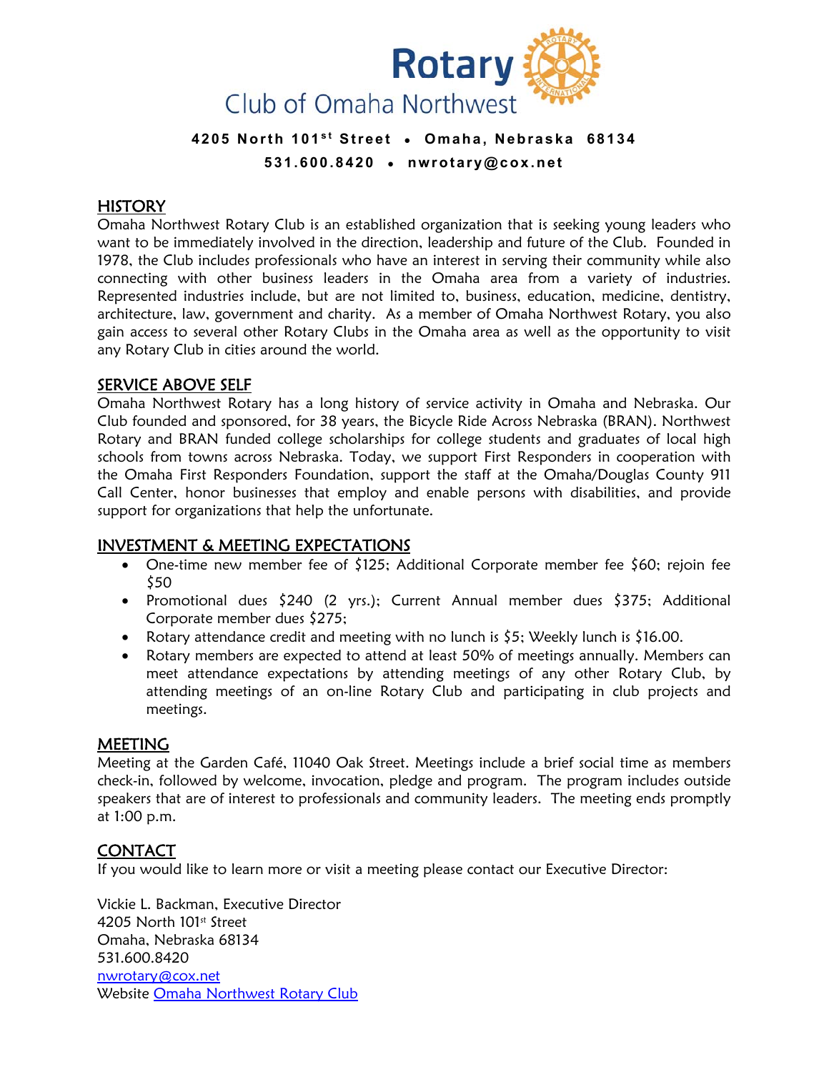# Rotary Club of Omaha Northwest

**4205 North 101st Street • Omaha, Nebraska 68134**

**531.600.8420 • nwrotary@cox.net**

## HISTORY

Omaha Northwest Rotary Club is an established organization that is seeking young leaders who want to be immediately involved in the direction, leadership and future of the Club. Founded in 1978, the Club includes professionals who have an interest in serving their community while also connecting with other business leaders in the Omaha area from a variety of industries. Represented industries include, but are not limited to, business, education, medicine, dentistry, architecture, law, government and charity. As a member of Omaha Northwest Rotary, you also gain access to several other Rotary Clubs in the Omaha area as well as the opportunity to visit any Rotary Club in cities around the world.

## SERVICE ABOVE SELF

Omaha Northwest Rotary has a long history of service activity in Omaha and Nebraska. Our Club founded and sponsored, for 38 years, the Bicycle Ride Across Nebraska (BRAN). Northwest Rotary and BRAN funded college scholarships for college students and graduates of local high schools from towns across Nebraska. Today, we support First Responders in cooperation with the Omaha First Responders Foundation, support the staff at the Omaha/Douglas County 911 Call Center, honor businesses that employ and enable persons with disabilities, and provide support for organizations that help the unfortunate.

## INVESTMENT & MEETING EXPECTATIONS

- One-time new member fee of $125; Additional Corporate member fee $60; rejoin fee $50
- Promotional dues $240 (2 yrs.); Current Annual member dues $375; Additional Corporate member dues $275;
- Rotary attendance credit and meeting with no lunch is $5; Weekly lunch is $16.00.
- Rotary members are expected to attend at least 50% of meetings annually. Members can meet attendance expectations by attending meetings of any other Rotary Club, by attending meetings of an on-line Rotary Club and participating in club projects and meetings.

## MEETING

Meeting at the Garden Café, 11040 Oak Street. Meetings include a brief social time as members check-in, followed by welcome, invocation, pledge and program. The program includes outside speakers that are of interest to professionals and community leaders. The meeting ends promptly at 1:00 p.m.

## CONTACT

If you would like to learn more or visit a meeting please contact our Executive Director:

Vickie L. Backman, Executive Director
4205 North 101st Street
Omaha, Nebraska 68134
531.600.8420
nwrotary@cox.net
Website Omaha Northwest Rotary Club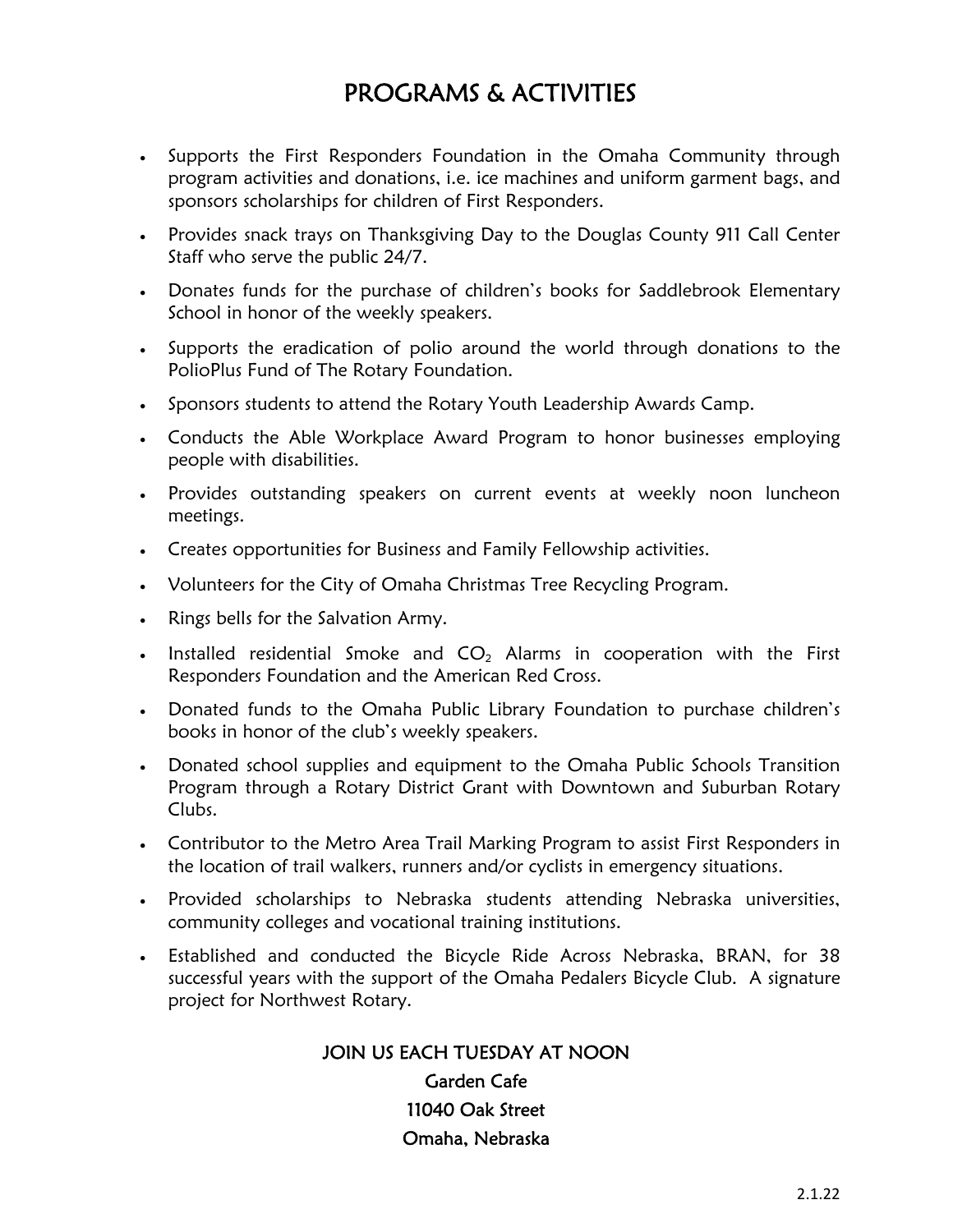# PROGRAMS & ACTIVITIES

- Supports the First Responders Foundation in the Omaha Community through program activities and donations, i.e. ice machines and uniform garment bags, and sponsors scholarships for children of First Responders.
- Provides snack trays on Thanksgiving Day to the Douglas County 911 Call Center Staff who serve the public 24/7.
- Donates funds for the purchase of children's books for Saddlebrook Elementary School in honor of the weekly speakers.
- Supports the eradication of polio around the world through donations to the PolioPlus Fund of The Rotary Foundation.
- Sponsors students to attend the Rotary Youth Leadership Awards Camp.
- Conducts the Able Workplace Award Program to honor businesses employing people with disabilities.
- Provides outstanding speakers on current events at weekly noon luncheon meetings.
- Creates opportunities for Business and Family Fellowship activities.
- Volunteers for the City of Omaha Christmas Tree Recycling Program.
- Rings bells for the Salvation Army.
- Installed residential Smoke and $CO_2$ Alarms in cooperation with the First Responders Foundation and the American Red Cross.
- Donated funds to the Omaha Public Library Foundation to purchase children's books in honor of the club's weekly speakers.
- Donated school supplies and equipment to the Omaha Public Schools Transition Program through a Rotary District Grant with Downtown and Suburban Rotary Clubs.
- Contributor to the Metro Area Trail Marking Program to assist First Responders in the location of trail walkers, runners and/or cyclists in emergency situations.
- Provided scholarships to Nebraska students attending Nebraska universities, community colleges and vocational training institutions.
- Established and conducted the Bicycle Ride Across Nebraska, BRAN, for 38 successful years with the support of the Omaha Pedalers Bicycle Club. A signature project for Northwest Rotary.

JOIN US EACH TUESDAY AT NOON

Garden Cafe

11040 Oak Street

Omaha, Nebraska

2.1.22